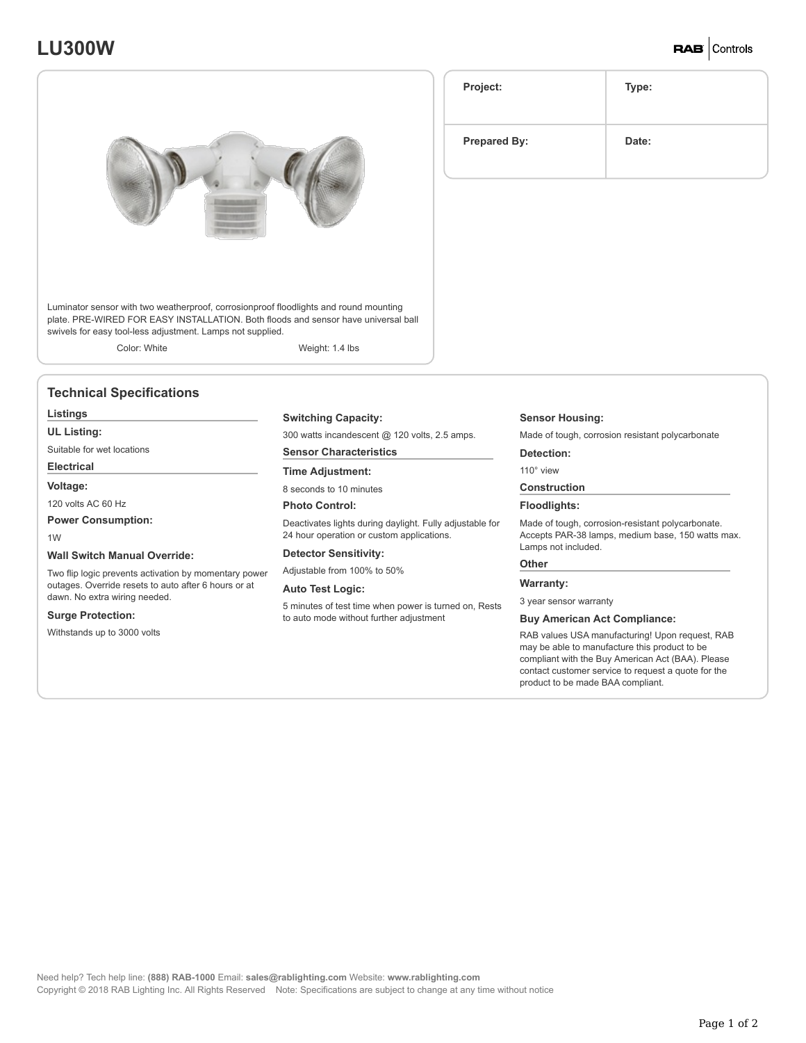# LU300W

RAB | Controls

| Project: | Type: |
| --- | --- |
| Prepared By: | Date: |

Luminator sensor with two weatherproof, corrosionproof floodlights and round mounting plate. PRE-WIRED FOR EASY INSTALLATION. Both floods and sensor have universal ball swivels for easy tool-less adjustment. Lamps not supplied.

Color: White

Weight: 1.4 lbs

## Technical Specifications

### Listings

**UL Listing:**

Suitable for wet locations

### Electrical

**Voltage:**

120 volts AC 60 Hz

**Power Consumption:**

1W

**Wall Switch Manual Override:**

Two flip logic prevents activation by momentary power outages. Override resets to auto after 6 hours or at dawn. No extra wiring needed.

**Surge Protection:**

Withstands up to 3000 volts

**Switching Capacity:**

300 watts incandescent @ 120 volts, 2.5 amps.

### Sensor Characteristics

**Time Adjustment:**

8 seconds to 10 minutes

**Photo Control:**

Deactivates lights during daylight. Fully adjustable for 24 hour operation or custom applications.

**Detector Sensitivity:**

Adjustable from 100% to 50%

**Auto Test Logic:**

5 minutes of test time when power is turned on, Rests to auto mode without further adjustment

**Sensor Housing:**

Made of tough, corrosion resistant polycarbonate

**Detection:**

110° view

### Construction

**Floodlights:**

Made of tough, corrosion-resistant polycarbonate. Accepts PAR-38 lamps, medium base, 150 watts max. Lamps not included.

### Other

**Warranty:**

3 year sensor warranty

**Buy American Act Compliance:**

RAB values USA manufacturing! Upon request, RAB may be able to manufacture this product to be compliant with the Buy American Act (BAA). Please contact customer service to request a quote for the product to be made BAA compliant.

Need help? Tech help line: **(888) RAB-1000** Email: **sales@rablighting.com** Website: **www.rablighting.com**
Copyright © 2018 RAB Lighting Inc. All Rights Reserved Note: Specifications are subject to change at any time without notice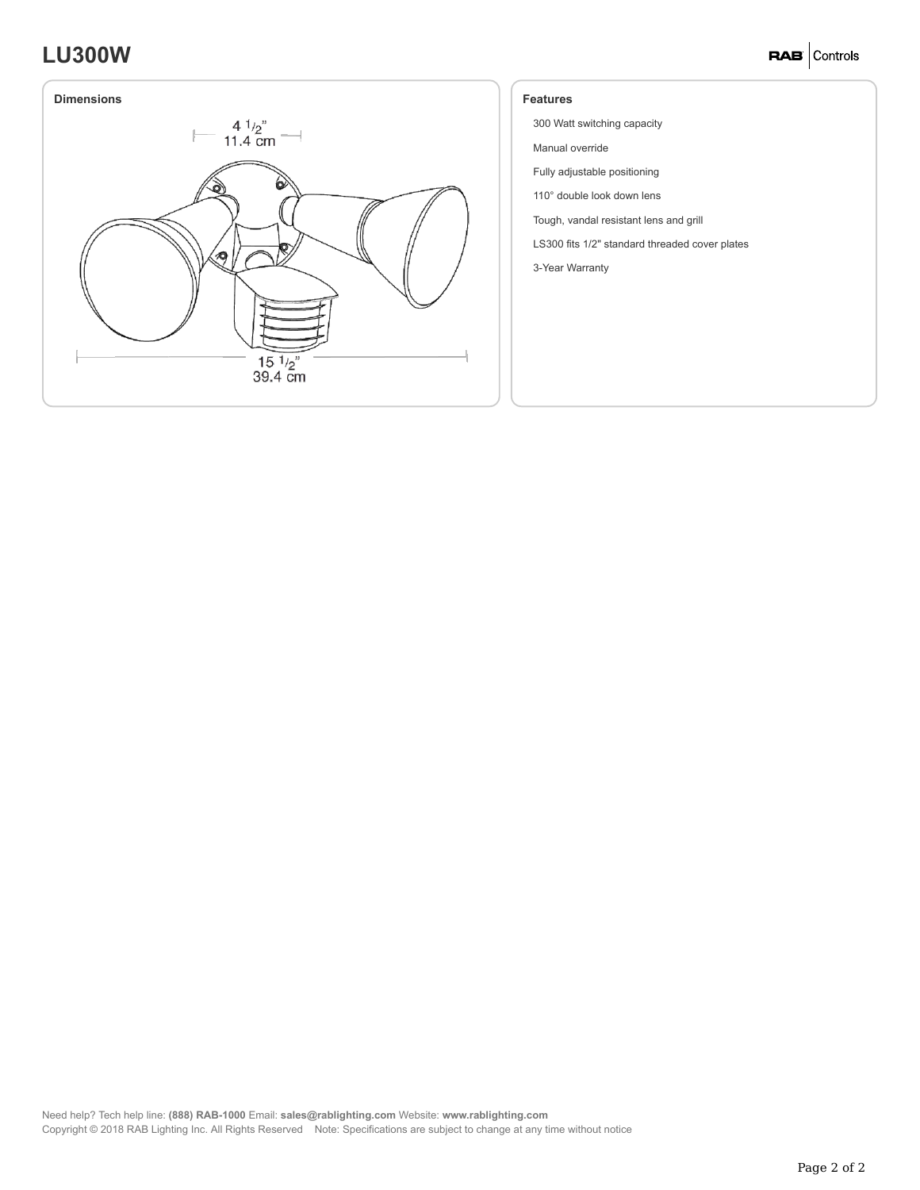# LU300W

RAB Controls

## Dimensions

4 1/2"
11.4 cm

15 1/2"
39.4 cm

## Features

- 300 Watt switching capacity
- Manual override
- Fully adjustable positioning
- 110° double look down lens
- Tough, vandal resistant lens and grill
- LS300 fits 1/2" standard threaded cover plates
- 3-Year Warranty

Need help? Tech help line: **(888) RAB-1000** Email: **sales@rablighting.com** Website: **www.rablighting.com**
Copyright © 2018 RAB Lighting Inc. All Rights Reserved Note: Specifications are subject to change at any time without notice